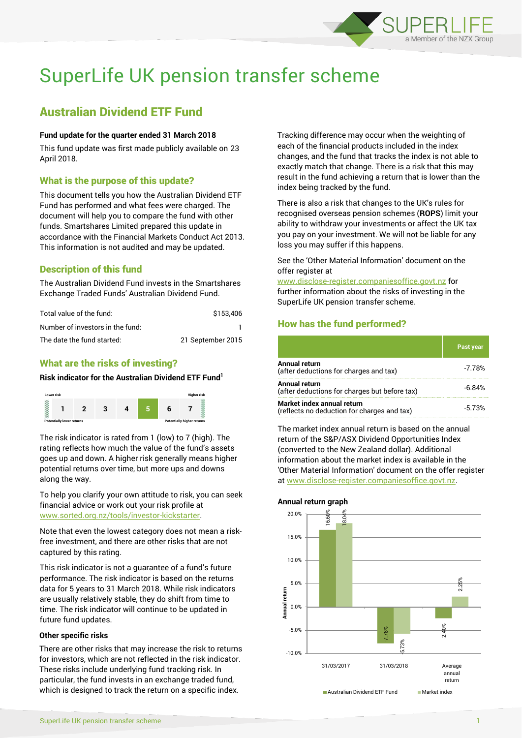# SuperLife UK pension transfer scheme

## Australian Dividend ETF Fund

**Fund update for the quarter ended 31 March 2018**

This fund update was first made publicly available on 23 April 2018.

### What is the purpose of this update?

This document tells you how the Australian Dividend ETF Fund has performed and what fees were charged. The document will help you to compare the fund with other funds. Smartshares Limited prepared this update in accordance with the Financial Markets Conduct Act 2013. This information is not audited and may be updated.

### Description of this fund

The Australian Dividend Fund invests in the Smartshares Exchange Traded Funds' Australian Dividend Fund.

| | |
|---|---|
| Total value of the fund: | $153,406 |
| Number of investors in the fund: | 1 |
| The date the fund started: | 21 September 2015 |

### What are the risks of investing?

**Risk indicator for the Australian Dividend ETF Fund[1]**

| Lower risk | | | | | | Higher risk |
|---|---|---|---|---|---|---|
| 1 | 2 | 3 | 4 | **5** | 6 | 7 |
| Potentially lower returns | | | | | | Potentially higher returns |

The risk indicator is rated from 1 (low) to 7 (high). The rating reflects how much the value of the fund's assets goes up and down. A higher risk generally means higher potential returns over time, but more ups and downs along the way.

To help you clarify your own attitude to risk, you can seek financial advice or work out your risk profile at www.sorted.org.nz/tools/investor-kickstarter.

Note that even the lowest category does not mean a risk-free investment, and there are other risks that are not captured by this rating.

This risk indicator is not a guarantee of a fund's future performance. The risk indicator is based on the returns data for 5 years to 31 March 2018. While risk indicators are usually relatively stable, they do shift from time to time. The risk indicator will continue to be updated in future fund updates.

#### Other specific risks

There are other risks that may increase the risk to returns for investors, which are not reflected in the risk indicator. These risks include underlying fund tracking risk. In particular, the fund invests in an exchange traded fund, which is designed to track the return on a specific index.

Tracking difference may occur when the weighting of each of the financial products included in the index changes, and the fund that tracks the index is not able to exactly match that change. There is a risk that this may result in the fund achieving a return that is lower than the index being tracked by the fund.

There is also a risk that changes to the UK's rules for recognised overseas pension schemes (**ROPS**) limit your ability to withdraw your investments or affect the UK tax you pay on your investment. We will not be liable for any loss you may suffer if this happens.

See the 'Other Material Information' document on the offer register at www.disclose-register.companiesoffice.govt.nz for further information about the risks of investing in the SuperLife UK pension transfer scheme.

### How has the fund performed?

| | Past year |
|---|---|
| **Annual return** (after deductions for charges and tax) | -7.78% |
| **Annual return** (after deductions for charges but before tax) | -6.84% |
| **Market index annual return** (reflects no deduction for charges and tax) | -5.73% |

The market index annual return is based on the annual return of the S&P/ASX Dividend Opportunities Index (converted to the New Zealand dollar). Additional information about the market index is available in the 'Other Material Information' document on the offer register at www.disclose-register.companiesoffice.govt.nz.

**Annual return graph**

| | Australian Dividend ETF Fund | Market index |
|---|---|---|
| 31/03/2017 | 16.60% | 18.04% |
| 31/03/2018 | -7.78% | -5.73% |
| Average annual return | -2.40% | 2.25% |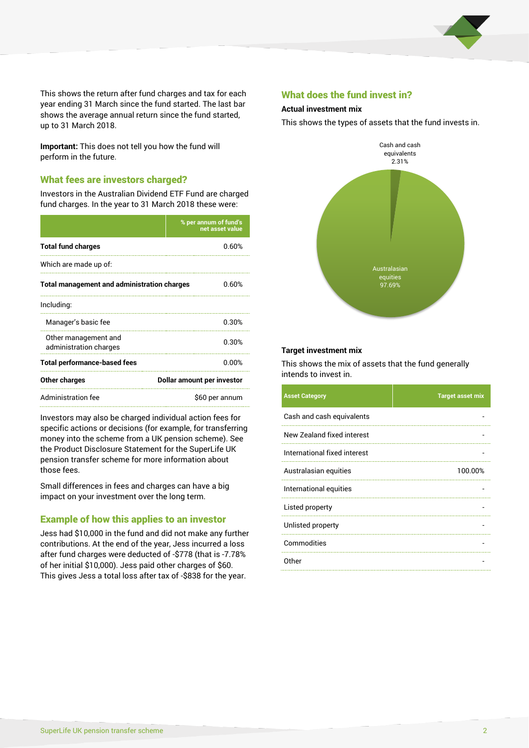This shows the return after fund charges and tax for each year ending 31 March since the fund started. The last bar shows the average annual return since the fund started, up to 31 March 2018.

**Important:** This does not tell you how the fund will perform in the future.

## What fees are investors charged?

Investors in the Australian Dividend ETF Fund are charged fund charges. In the year to 31 March 2018 these were:

| | % per annum of fund's net asset value |
|---|---|
| **Total fund charges** | 0.60% |
| Which are made up of: | |
| **Total management and administration charges** | 0.60% |
| Including: | |
| Manager's basic fee | 0.30% |
| Other management and administration charges | 0.30% |
| **Total performance-based fees** | 0.00% |
| **Other charges** | **Dollar amount per investor** |
| Administration fee | $60 per annum |

Investors may also be charged individual action fees for specific actions or decisions (for example, for transferring money into the scheme from a UK pension scheme). See the Product Disclosure Statement for the SuperLife UK pension transfer scheme for more information about those fees.

Small differences in fees and charges can have a big impact on your investment over the long term.

## Example of how this applies to an investor

Jess had $10,000 in the fund and did not make any further contributions. At the end of the year, Jess incurred a loss after fund charges were deducted of -$778 (that is -7.78% of her initial $10,000). Jess paid other charges of $60. This gives Jess a total loss after tax of -$838 for the year.

## What does the fund invest in?

### Actual investment mix

This shows the types of assets that the fund invests in.

Cash and cash equivalents 2.31%

Australasian equities 97.69%

### Target investment mix

This shows the mix of assets that the fund generally intends to invest in.

| Asset Category | Target asset mix |
|---|---|
| Cash and cash equivalents | - |
| New Zealand fixed interest | - |
| International fixed interest | - |
| Australasian equities | 100.00% |
| International equities | - |
| Listed property | - |
| Unlisted property | - |
| Commodities | - |
| Other | - |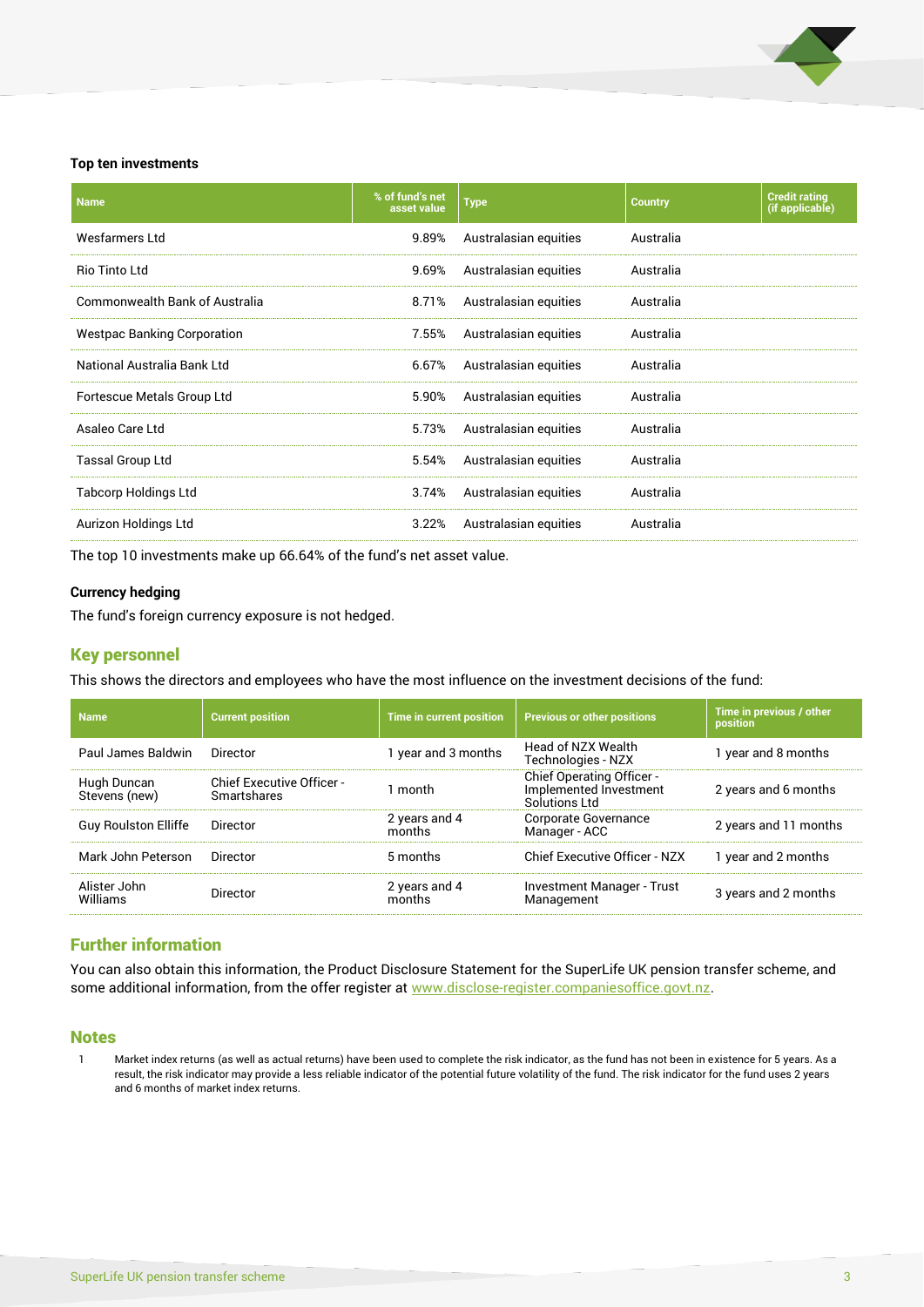### Top ten investments

| Name | % of fund's net asset value | Type | Country | Credit rating (if applicable) |
|---|---|---|---|---|
| Wesfarmers Ltd | 9.89% | Australasian equities | Australia | |
| Rio Tinto Ltd | 9.69% | Australasian equities | Australia | |
| Commonwealth Bank of Australia | 8.71% | Australasian equities | Australia | |
| Westpac Banking Corporation | 7.55% | Australasian equities | Australia | |
| National Australia Bank Ltd | 6.67% | Australasian equities | Australia | |
| Fortescue Metals Group Ltd | 5.90% | Australasian equities | Australia | |
| Asaleo Care Ltd | 5.73% | Australasian equities | Australia | |
| Tassal Group Ltd | 5.54% | Australasian equities | Australia | |
| Tabcorp Holdings Ltd | 3.74% | Australasian equities | Australia | |
| Aurizon Holdings Ltd | 3.22% | Australasian equities | Australia | |

The top 10 investments make up 66.64% of the fund's net asset value.

### Currency hedging

The fund's foreign currency exposure is not hedged.

## Key personnel

This shows the directors and employees who have the most influence on the investment decisions of the fund:

| Name | Current position | Time in current position | Previous or other positions | Time in previous / other position |
|---|---|---|---|---|
| Paul James Baldwin | Director | 1 year and 3 months | Head of NZX Wealth Technologies - NZX | 1 year and 8 months |
| Hugh Duncan Stevens (new) | Chief Executive Officer - Smartshares | 1 month | Chief Operating Officer - Implemented Investment Solutions Ltd | 2 years and 6 months |
| Guy Roulston Elliffe | Director | 2 years and 4 months | Corporate Governance Manager - ACC | 2 years and 11 months |
| Mark John Peterson | Director | 5 months | Chief Executive Officer - NZX | 1 year and 2 months |
| Alister John Williams | Director | 2 years and 4 months | Investment Manager - Trust Management | 3 years and 2 months |

## Further information

You can also obtain this information, the Product Disclosure Statement for the SuperLife UK pension transfer scheme, and some additional information, from the offer register at www.disclose-register.companiesoffice.govt.nz.

## Notes

1 Market index returns (as well as actual returns) have been used to complete the risk indicator, as the fund has not been in existence for 5 years. As a result, the risk indicator may provide a less reliable indicator of the potential future volatility of the fund. The risk indicator for the fund uses 2 years and 6 months of market index returns.